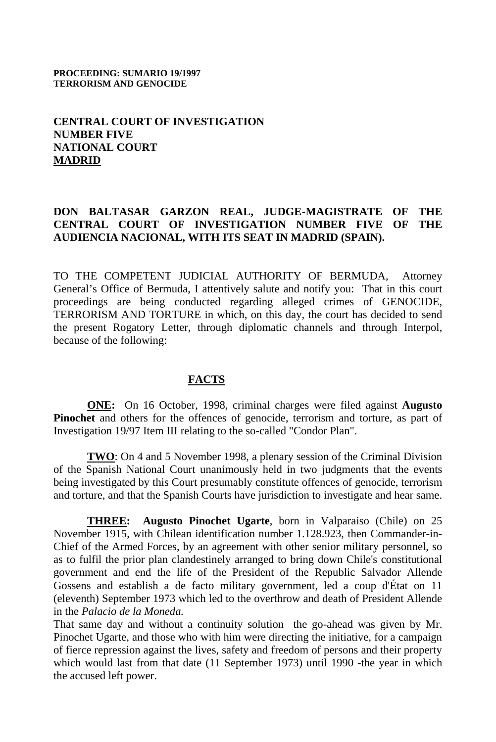**PROCEEDING: SUMARIO 19/1997**
**TERRORISM AND GENOCIDE**

**CENTRAL COURT OF INVESTIGATION**
**NUMBER FIVE**
**NATIONAL COURT**
**MADRID**

**DON BALTASAR GARZON REAL, JUDGE-MAGISTRATE OF THE CENTRAL COURT OF INVESTIGATION NUMBER FIVE OF THE AUDIENCIA NACIONAL, WITH ITS SEAT IN MADRID (SPAIN).**

TO THE COMPETENT JUDICIAL AUTHORITY OF BERMUDA, Attorney General's Office of Bermuda, I attentively salute and notify you: That in this court proceedings are being conducted regarding alleged crimes of GENOCIDE, TERRORISM AND TORTURE in which, on this day, the court has decided to send the present Rogatory Letter, through diplomatic channels and through Interpol, because of the following:

## FACTS

**ONE:** On 16 October, 1998, criminal charges were filed against **Augusto Pinochet** and others for the offences of genocide, terrorism and torture, as part of Investigation 19/97 Item III relating to the so-called "Condor Plan".

**TWO**: On 4 and 5 November 1998, a plenary session of the Criminal Division of the Spanish National Court unanimously held in two judgments that the events being investigated by this Court presumably constitute offences of genocide, terrorism and torture, and that the Spanish Courts have jurisdiction to investigate and hear same.

**THREE:** **Augusto Pinochet Ugarte**, born in Valparaiso (Chile) on 25 November 1915, with Chilean identification number 1.128.923, then Commander-in-Chief of the Armed Forces, by an agreement with other senior military personnel, so as to fulfil the prior plan clandestinely arranged to bring down Chile's constitutional government and end the life of the President of the Republic Salvador Allende Gossens and establish a de facto military government, led a coup d'État on 11 (eleventh) September 1973 which led to the overthrow and death of President Allende in the *Palacio de la Moneda.*

That same day and without a continuity solution the go-ahead was given by Mr. Pinochet Ugarte, and those who with him were directing the initiative, for a campaign of fierce repression against the lives, safety and freedom of persons and their property which would last from that date (11 September 1973) until 1990 -the year in which the accused left power.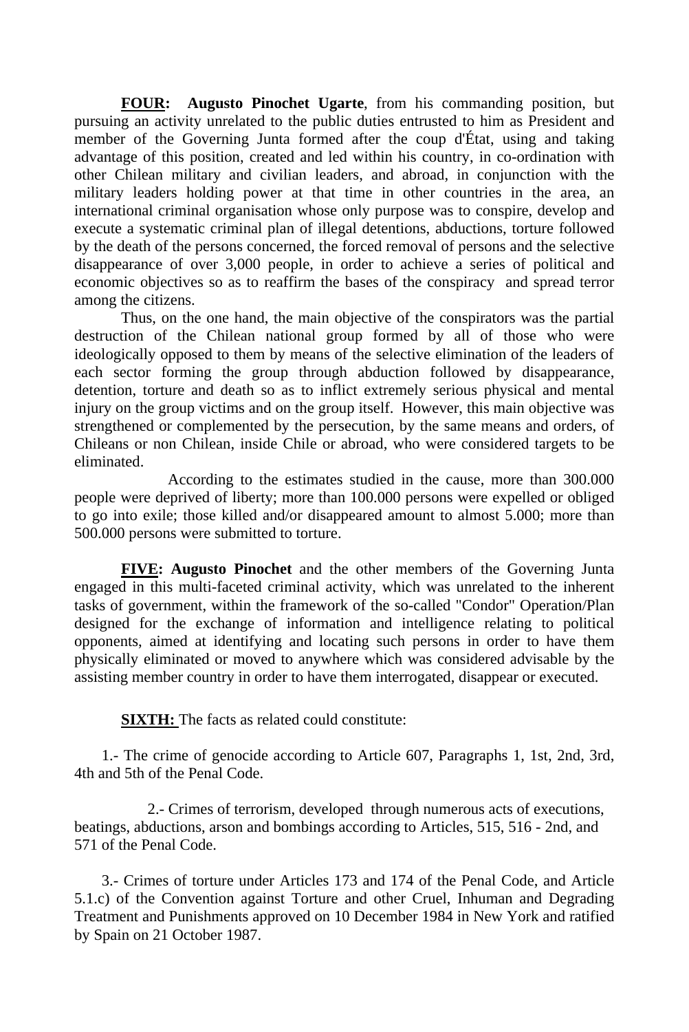**FOUR: Augusto Pinochet Ugarte**, from his commanding position, but pursuing an activity unrelated to the public duties entrusted to him as President and member of the Governing Junta formed after the coup d'État, using and taking advantage of this position, created and led within his country, in co-ordination with other Chilean military and civilian leaders, and abroad, in conjunction with the military leaders holding power at that time in other countries in the area, an international criminal organisation whose only purpose was to conspire, develop and execute a systematic criminal plan of illegal detentions, abductions, torture followed by the death of the persons concerned, the forced removal of persons and the selective disappearance of over 3,000 people, in order to achieve a series of political and economic objectives so as to reaffirm the bases of the conspiracy and spread terror among the citizens.

Thus, on the one hand, the main objective of the conspirators was the partial destruction of the Chilean national group formed by all of those who were ideologically opposed to them by means of the selective elimination of the leaders of each sector forming the group through abduction followed by disappearance, detention, torture and death so as to inflict extremely serious physical and mental injury on the group victims and on the group itself. However, this main objective was strengthened or complemented by the persecution, by the same means and orders, of Chileans or non Chilean, inside Chile or abroad, who were considered targets to be eliminated.

According to the estimates studied in the cause, more than 300.000 people were deprived of liberty; more than 100.000 persons were expelled or obliged to go into exile; those killed and/or disappeared amount to almost 5.000; more than 500.000 persons were submitted to torture.

**FIVE: Augusto Pinochet** and the other members of the Governing Junta engaged in this multi-faceted criminal activity, which was unrelated to the inherent tasks of government, within the framework of the so-called "Condor" Operation/Plan designed for the exchange of information and intelligence relating to political opponents, aimed at identifying and locating such persons in order to have them physically eliminated or moved to anywhere which was considered advisable by the assisting member country in order to have them interrogated, disappear or executed.

**SIXTH:** The facts as related could constitute:

1.- The crime of genocide according to Article 607, Paragraphs 1, 1st, 2nd, 3rd, 4th and 5th of the Penal Code.

2.- Crimes of terrorism, developed through numerous acts of executions, beatings, abductions, arson and bombings according to Articles, 515, 516 - 2nd, and 571 of the Penal Code.

3.- Crimes of torture under Articles 173 and 174 of the Penal Code, and Article 5.1.c) of the Convention against Torture and other Cruel, Inhuman and Degrading Treatment and Punishments approved on 10 December 1984 in New York and ratified by Spain on 21 October 1987.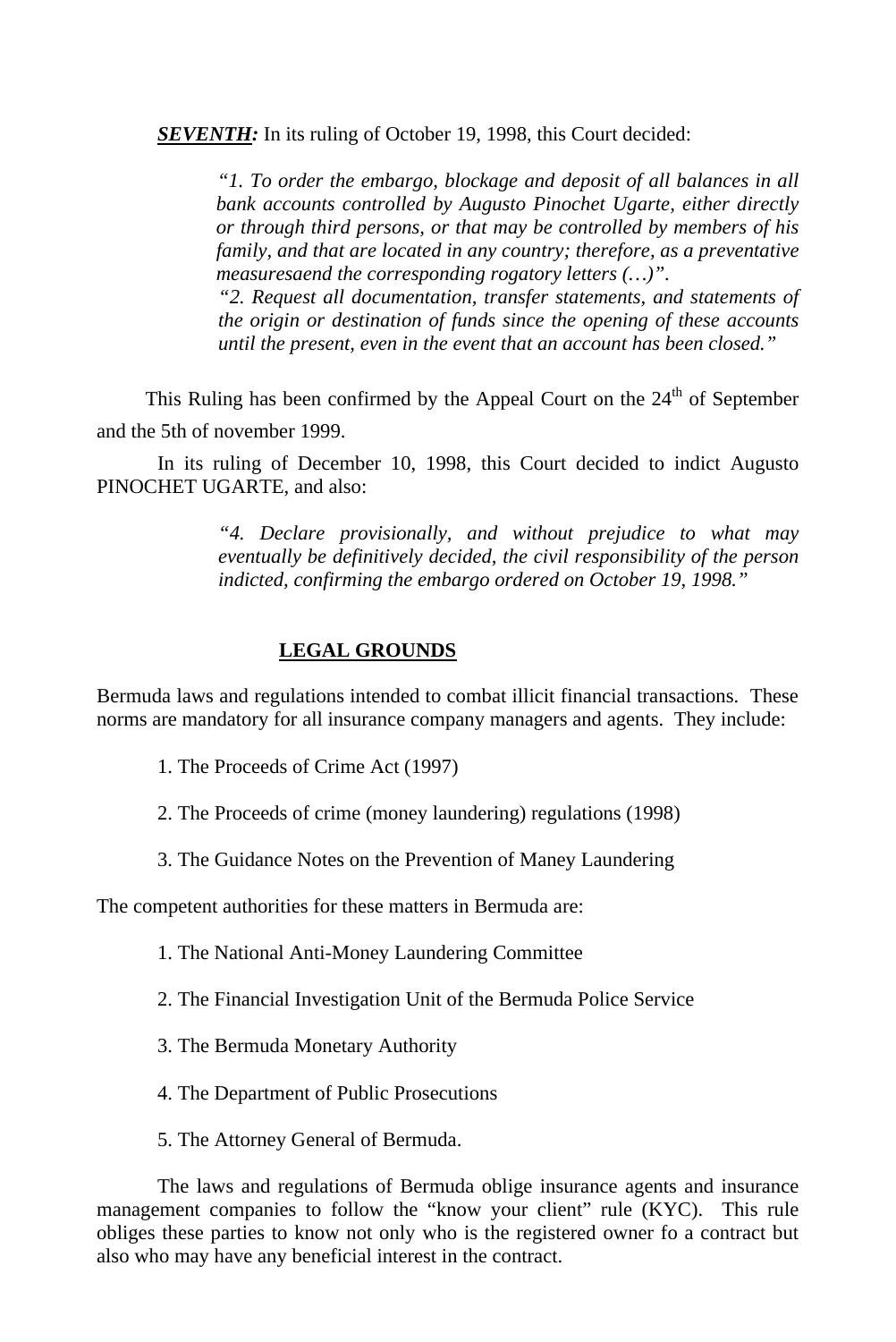***SEVENTH:*** In its ruling of October 19, 1998, this Court decided:

> *"1. To order the embargo, blockage and deposit of all balances in all bank accounts controlled by Augusto Pinochet Ugarte, either directly or through third persons, or that may be controlled by members of his family, and that are located in any country; therefore, as a preventative measuresaend the corresponding rogatory letters (…)".*
>
> *"2. Request all documentation, transfer statements, and statements of the origin or destination of funds since the opening of these accounts until the present, even in the event that an account has been closed."*

This Ruling has been confirmed by the Appeal Court on the 24th of September and the 5th of november 1999.

In its ruling of December 10, 1998, this Court decided to indict Augusto PINOCHET UGARTE, and also:

> *"4. Declare provisionally, and without prejudice to what may eventually be definitively decided, the civil responsibility of the person indicted, confirming the embargo ordered on October 19, 1998."*

## LEGAL GROUNDS

Bermuda laws and regulations intended to combat illicit financial transactions. These norms are mandatory for all insurance company managers and agents. They include:

1. The Proceeds of Crime Act (1997)
2. The Proceeds of crime (money laundering) regulations (1998)
3. The Guidance Notes on the Prevention of Maney Laundering

The competent authorities for these matters in Bermuda are:

1. The National Anti-Money Laundering Committee
2. The Financial Investigation Unit of the Bermuda Police Service
3. The Bermuda Monetary Authority
4. The Department of Public Prosecutions
5. The Attorney General of Bermuda.

The laws and regulations of Bermuda oblige insurance agents and insurance management companies to follow the "know your client" rule (KYC). This rule obliges these parties to know not only who is the registered owner fo a contract but also who may have any beneficial interest in the contract.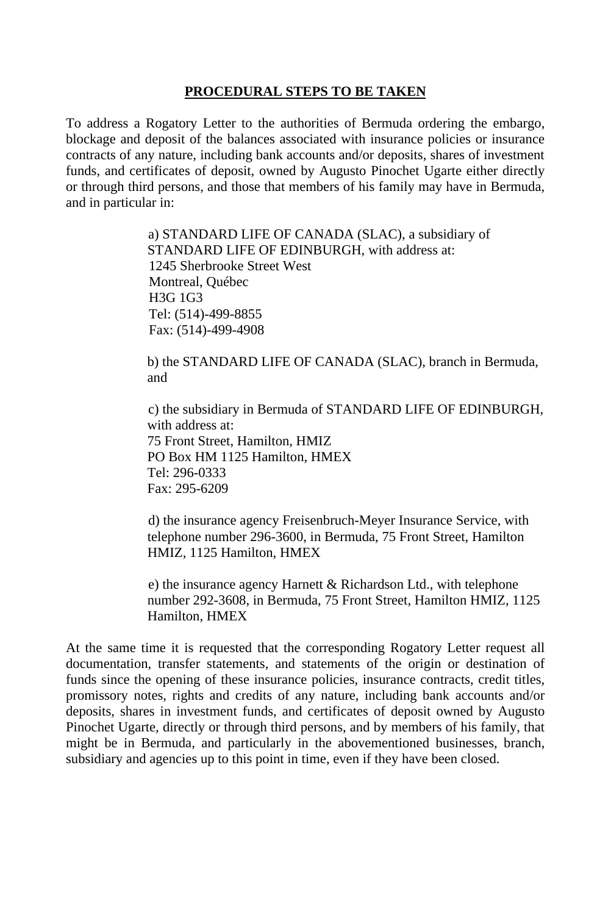**PROCEDURAL STEPS TO BE TAKEN**

To address a Rogatory Letter to the authorities of Bermuda ordering the embargo, blockage and deposit of the balances associated with insurance policies or insurance contracts of any nature, including bank accounts and/or deposits, shares of investment funds, and certificates of deposit, owned by Augusto Pinochet Ugarte either directly or through third persons, and those that members of his family may have in Bermuda, and in particular in:

a) STANDARD LIFE OF CANADA (SLAC), a subsidiary of STANDARD LIFE OF EDINBURGH, with address at:
1245 Sherbrooke Street West
Montreal, Québec
H3G 1G3
Tel: (514)-499-8855
Fax: (514)-499-4908

b) the STANDARD LIFE OF CANADA (SLAC), branch in Bermuda, and

c) the subsidiary in Bermuda of STANDARD LIFE OF EDINBURGH, with address at:
75 Front Street, Hamilton, HMIZ
PO Box HM 1125 Hamilton, HMEX
Tel: 296-0333
Fax: 295-6209

d) the insurance agency Freisenbruch-Meyer Insurance Service, with telephone number 296-3600, in Bermuda, 75 Front Street, Hamilton HMIZ, 1125 Hamilton, HMEX

e) the insurance agency Harnett & Richardson Ltd., with telephone number 292-3608, in Bermuda, 75 Front Street, Hamilton HMIZ, 1125 Hamilton, HMEX

At the same time it is requested that the corresponding Rogatory Letter request all documentation, transfer statements, and statements of the origin or destination of funds since the opening of these insurance policies, insurance contracts, credit titles, promissory notes, rights and credits of any nature, including bank accounts and/or deposits, shares in investment funds, and certificates of deposit owned by Augusto Pinochet Ugarte, directly or through third persons, and by members of his family, that might be in Bermuda, and particularly in the abovementioned businesses, branch, subsidiary and agencies up to this point in time, even if they have been closed.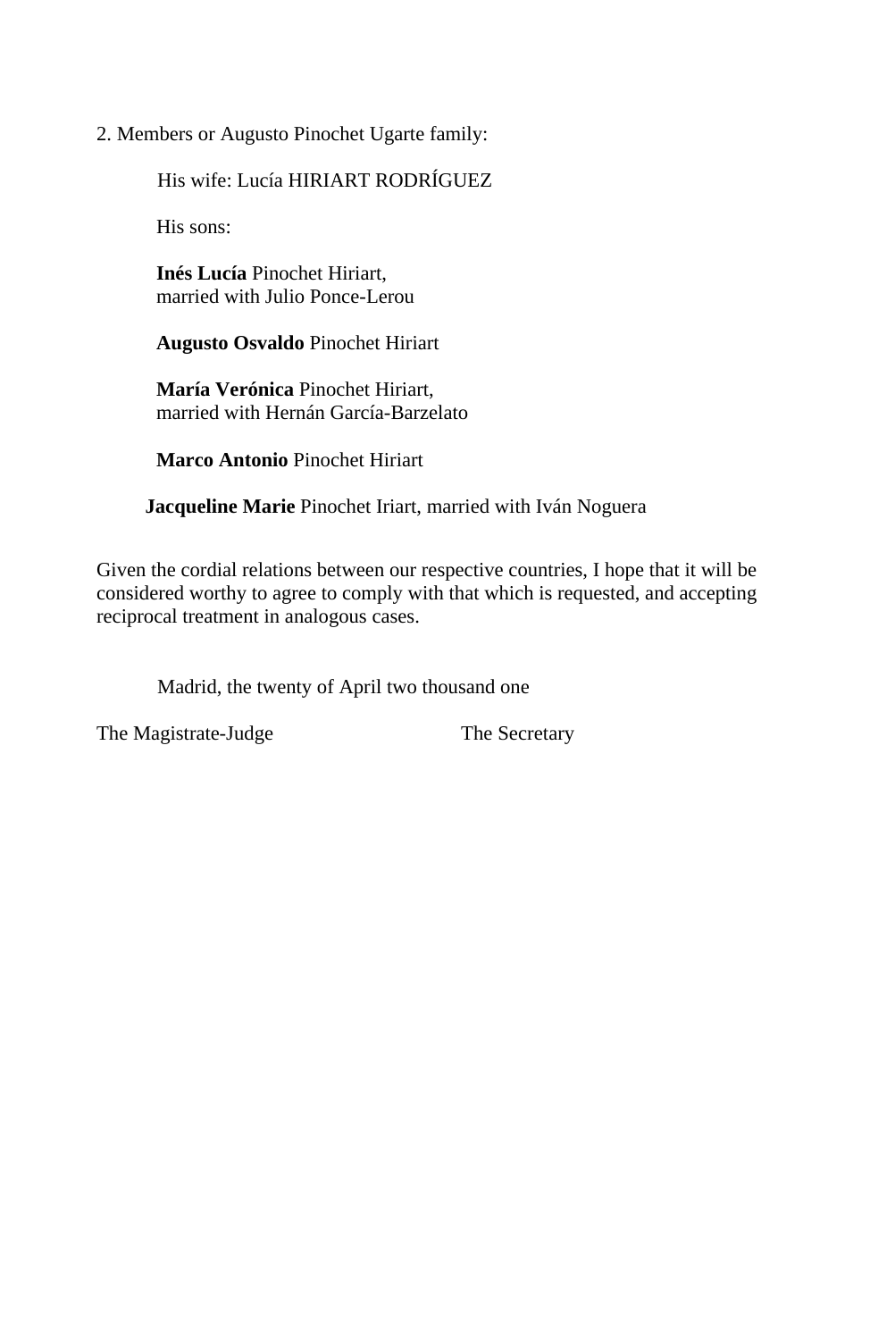2. Members or Augusto Pinochet Ugarte family:

His wife: Lucía HIRIART RODRÍGUEZ

His sons:

**Inés Lucía** Pinochet Hiriart,  
married with Julio Ponce-Lerou

**Augusto Osvaldo** Pinochet Hiriart

**María Verónica** Pinochet Hiriart,  
married with Hernán García-Barzelato

**Marco Antonio** Pinochet Hiriart

**Jacqueline Marie** Pinochet Iriart, married with Iván Noguera

Given the cordial relations between our respective countries, I hope that it will be considered worthy to agree to comply with that which is requested, and accepting reciprocal treatment in analogous cases.

Madrid, the twenty of April two thousand one

The Magistrate-Judge　　　　　The Secretary